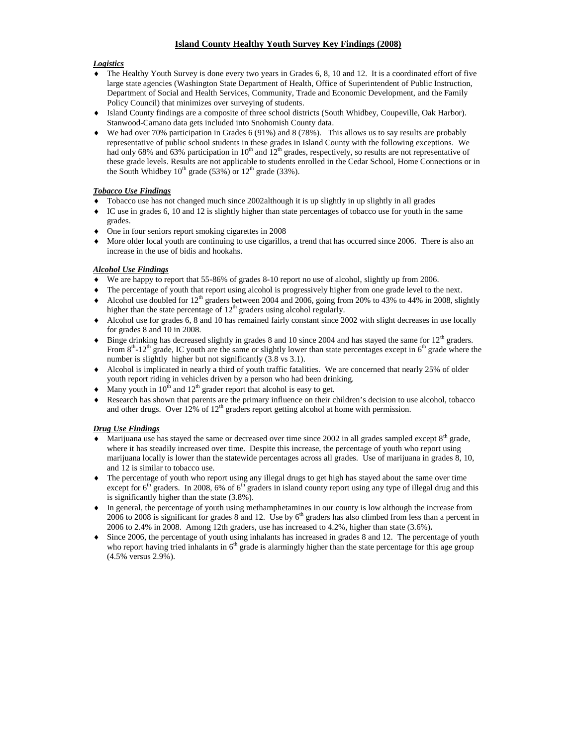# Island County Healthy Youth Survey Key Findings (2008)

***Logistics***

- The Healthy Youth Survey is done every two years in Grades 6, 8, 10 and 12. It is a coordinated effort of five large state agencies (Washington State Department of Health, Office of Superintendent of Public Instruction, Department of Social and Health Services, Community, Trade and Economic Development, and the Family Policy Council) that minimizes over surveying of students.
- Island County findings are a composite of three school districts (South Whidbey, Coupeville, Oak Harbor). Stanwood-Camano data gets included into Snohomish County data.
- We had over 70% participation in Grades 6 (91%) and 8 (78%). This allows us to say results are probably representative of public school students in these grades in Island County with the following exceptions. We had only 68% and 63% participation in 10th and 12th grades, respectively, so results are not representative of these grade levels. Results are not applicable to students enrolled in the Cedar School, Home Connections or in the South Whidbey 10th grade (53%) or 12th grade (33%).

***Tobacco Use Findings***

- Tobacco use has not changed much since 2002although it is up slightly in up slightly in all grades
- IC use in grades 6, 10 and 12 is slightly higher than state percentages of tobacco use for youth in the same grades.
- One in four seniors report smoking cigarettes in 2008
- More older local youth are continuing to use cigarillos, a trend that has occurred since 2006. There is also an increase in the use of bidis and hookahs.

***Alcohol Use Findings***

- We are happy to report that 55-86% of grades 8-10 report no use of alcohol, slightly up from 2006.
- The percentage of youth that report using alcohol is progressively higher from one grade level to the next.
- Alcohol use doubled for 12th graders between 2004 and 2006, going from 20% to 43% to 44% in 2008, slightly higher than the state percentage of 12th graders using alcohol regularly.
- Alcohol use for grades 6, 8 and 10 has remained fairly constant since 2002 with slight decreases in use locally for grades 8 and 10 in 2008.
- Binge drinking has decreased slightly in grades 8 and 10 since 2004 and has stayed the same for 12th graders. From 8th-12th grade, IC youth are the same or slightly lower than state percentages except in 6th grade where the number is slightly higher but not significantly (3.8 vs 3.1).
- Alcohol is implicated in nearly a third of youth traffic fatalities. We are concerned that nearly 25% of older youth report riding in vehicles driven by a person who had been drinking.
- Many youth in 10th and 12th grader report that alcohol is easy to get.
- Research has shown that parents are the primary influence on their children's decision to use alcohol, tobacco and other drugs. Over 12% of 12th graders report getting alcohol at home with permission.

***Drug Use Findings***

- Marijuana use has stayed the same or decreased over time since 2002 in all grades sampled except 8th grade, where it has steadily increased over time. Despite this increase, the percentage of youth who report using marijuana locally is lower than the statewide percentages across all grades. Use of marijuana in grades 8, 10, and 12 is similar to tobacco use.
- The percentage of youth who report using any illegal drugs to get high has stayed about the same over time except for 6th graders. In 2008, 6% of 6th graders in island county report using any type of illegal drug and this is significantly higher than the state (3.8%).
- In general, the percentage of youth using methamphetamines in our county is low although the increase from 2006 to 2008 is significant for grades 8 and 12. Use by 6th graders has also climbed from less than a percent in 2006 to 2.4% in 2008. Among 12th graders, use has increased to 4.2%, higher than state (3.6%).
- Since 2006, the percentage of youth using inhalants has increased in grades 8 and 12. The percentage of youth who report having tried inhalants in 6th grade is alarmingly higher than the state percentage for this age group (4.5% versus 2.9%).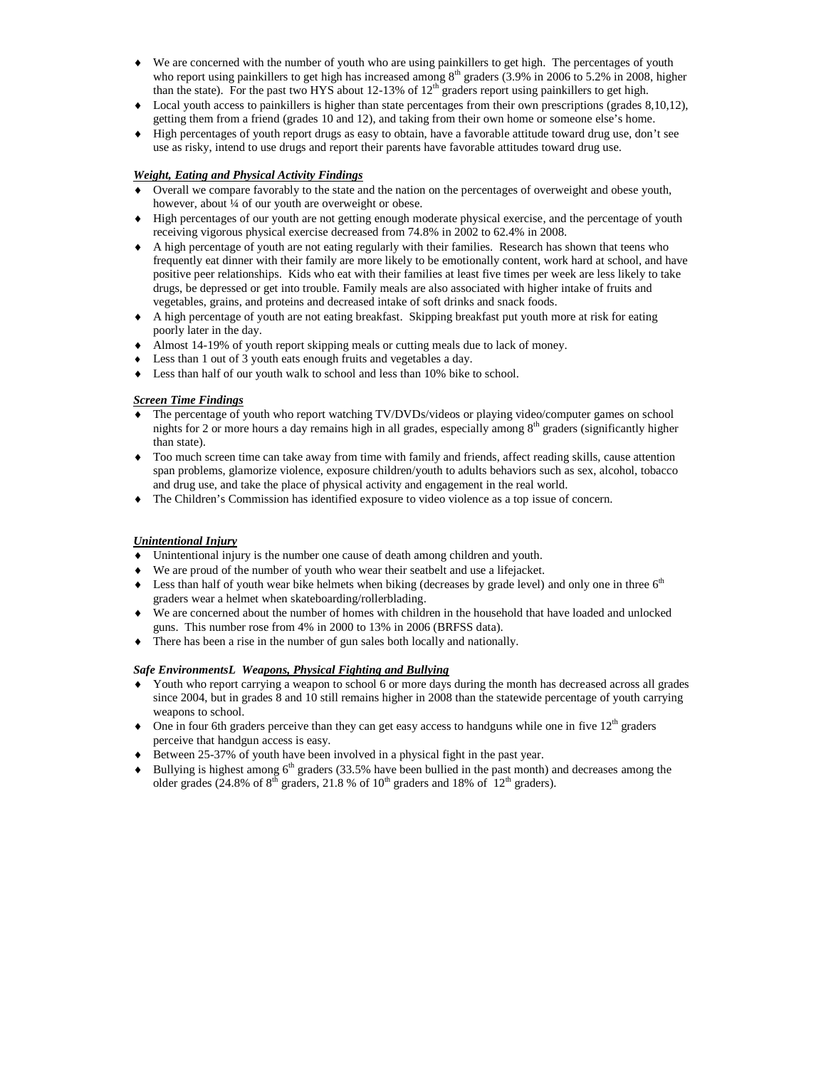- We are concerned with the number of youth who are using painkillers to get high. The percentages of youth who report using painkillers to get high has increased among 8th graders (3.9% in 2006 to 5.2% in 2008, higher than the state). For the past two HYS about 12-13% of 12th graders report using painkillers to get high.
- Local youth access to painkillers is higher than state percentages from their own prescriptions (grades 8,10,12), getting them from a friend (grades 10 and 12), and taking from their own home or someone else's home.
- High percentages of youth report drugs as easy to obtain, have a favorable attitude toward drug use, don't see use as risky, intend to use drugs and report their parents have favorable attitudes toward drug use.

***Weight, Eating and Physical Activity Findings***

- Overall we compare favorably to the state and the nation on the percentages of overweight and obese youth, however, about ¼ of our youth are overweight or obese.
- High percentages of our youth are not getting enough moderate physical exercise, and the percentage of youth receiving vigorous physical exercise decreased from 74.8% in 2002 to 62.4% in 2008.
- A high percentage of youth are not eating regularly with their families. Research has shown that teens who frequently eat dinner with their family are more likely to be emotionally content, work hard at school, and have positive peer relationships. Kids who eat with their families at least five times per week are less likely to take drugs, be depressed or get into trouble. Family meals are also associated with higher intake of fruits and vegetables, grains, and proteins and decreased intake of soft drinks and snack foods.
- A high percentage of youth are not eating breakfast. Skipping breakfast put youth more at risk for eating poorly later in the day.
- Almost 14-19% of youth report skipping meals or cutting meals due to lack of money.
- Less than 1 out of 3 youth eats enough fruits and vegetables a day.
- Less than half of our youth walk to school and less than 10% bike to school.

***Screen Time Findings***

- The percentage of youth who report watching TV/DVDs/videos or playing video/computer games on school nights for 2 or more hours a day remains high in all grades, especially among 8th graders (significantly higher than state).
- Too much screen time can take away from time with family and friends, affect reading skills, cause attention span problems, glamorize violence, exposure children/youth to adults behaviors such as sex, alcohol, tobacco and drug use, and take the place of physical activity and engagement in the real world.
- The Children's Commission has identified exposure to video violence as a top issue of concern.

***Unintentional Injury***

- Unintentional injury is the number one cause of death among children and youth.
- We are proud of the number of youth who wear their seatbelt and use a lifejacket.
- Less than half of youth wear bike helmets when biking (decreases by grade level) and only one in three 6th graders wear a helmet when skateboarding/rollerblading.
- We are concerned about the number of homes with children in the household that have loaded and unlocked guns. This number rose from 4% in 2000 to 13% in 2006 (BRFSS data).
- There has been a rise in the number of gun sales both locally and nationally.

***Safe EnvironmentsL Weapons, Physical Fighting and Bullying***

- Youth who report carrying a weapon to school 6 or more days during the month has decreased across all grades since 2004, but in grades 8 and 10 still remains higher in 2008 than the statewide percentage of youth carrying weapons to school.
- One in four 6th graders perceive than they can get easy access to handguns while one in five 12th graders perceive that handgun access is easy.
- Between 25-37% of youth have been involved in a physical fight in the past year.
- Bullying is highest among 6th graders (33.5% have been bullied in the past month) and decreases among the older grades (24.8% of 8th graders, 21.8 % of 10th graders and 18% of 12th graders).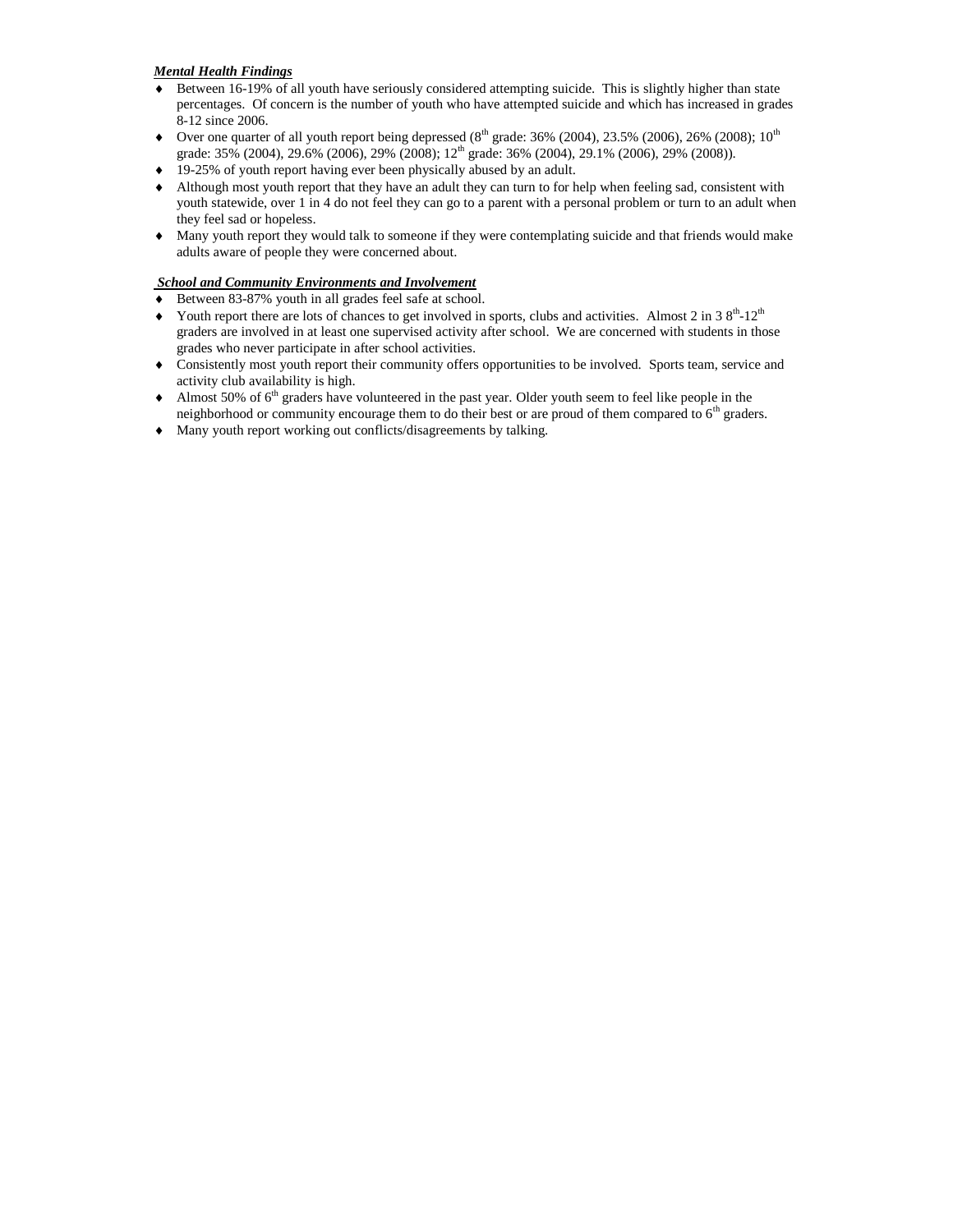***Mental Health Findings***

- Between 16-19% of all youth have seriously considered attempting suicide. This is slightly higher than state percentages. Of concern is the number of youth who have attempted suicide and which has increased in grades 8-12 since 2006.
- Over one quarter of all youth report being depressed (8th grade: 36% (2004), 23.5% (2006), 26% (2008); 10th grade: 35% (2004), 29.6% (2006), 29% (2008); 12th grade: 36% (2004), 29.1% (2006), 29% (2008)).
- 19-25% of youth report having ever been physically abused by an adult.
- Although most youth report that they have an adult they can turn to for help when feeling sad, consistent with youth statewide, over 1 in 4 do not feel they can go to a parent with a personal problem or turn to an adult when they feel sad or hopeless.
- Many youth report they would talk to someone if they were contemplating suicide and that friends would make adults aware of people they were concerned about.

***School and Community Environments and Involvement***

- Between 83-87% youth in all grades feel safe at school.
- Youth report there are lots of chances to get involved in sports, clubs and activities. Almost 2 in 3 8th-12th graders are involved in at least one supervised activity after school. We are concerned with students in those grades who never participate in after school activities.
- Consistently most youth report their community offers opportunities to be involved. Sports team, service and activity club availability is high.
- Almost 50% of 6th graders have volunteered in the past year. Older youth seem to feel like people in the neighborhood or community encourage them to do their best or are proud of them compared to 6th graders.
- Many youth report working out conflicts/disagreements by talking.